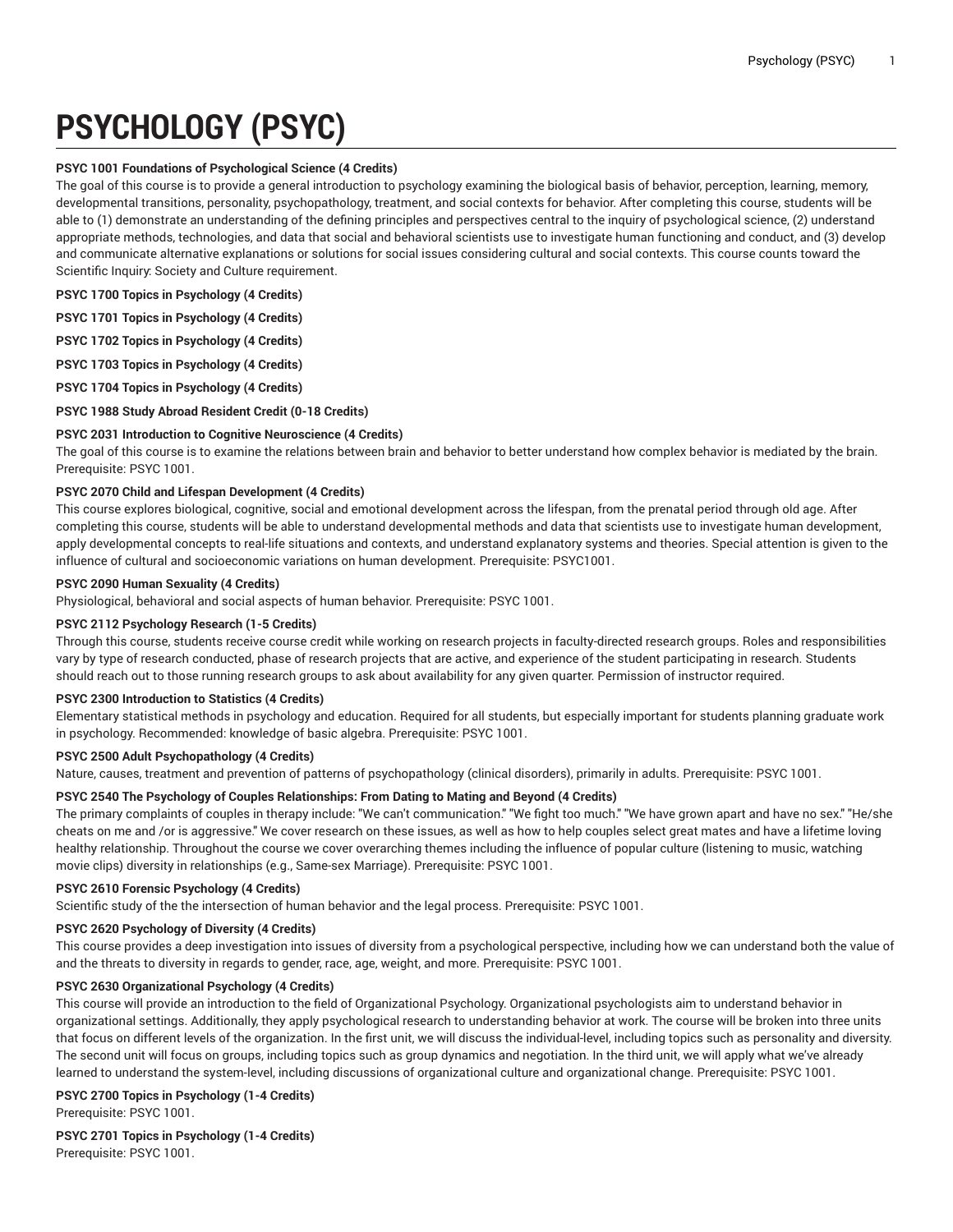# PSYCHOLOGY (PSYC)

**PSYC 1001 Foundations of Psychological Science (4 Credits)**

The goal of this course is to provide a general introduction to psychology examining the biological basis of behavior, perception, learning, memory, developmental transitions, personality, psychopathology, treatment, and social contexts for behavior. After completing this course, students will be able to (1) demonstrate an understanding of the defining principles and perspectives central to the inquiry of psychological science, (2) understand appropriate methods, technologies, and data that social and behavioral scientists use to investigate human functioning and conduct, and (3) develop and communicate alternative explanations or solutions for social issues considering cultural and social contexts. This course counts toward the Scientific Inquiry: Society and Culture requirement.

**PSYC 1700 Topics in Psychology (4 Credits)**

**PSYC 1701 Topics in Psychology (4 Credits)**

**PSYC 1702 Topics in Psychology (4 Credits)**

**PSYC 1703 Topics in Psychology (4 Credits)**

**PSYC 1704 Topics in Psychology (4 Credits)**

**PSYC 1988 Study Abroad Resident Credit (0-18 Credits)**

**PSYC 2031 Introduction to Cognitive Neuroscience (4 Credits)**

The goal of this course is to examine the relations between brain and behavior to better understand how complex behavior is mediated by the brain. Prerequisite: PSYC 1001.

**PSYC 2070 Child and Lifespan Development (4 Credits)**

This course explores biological, cognitive, social and emotional development across the lifespan, from the prenatal period through old age. After completing this course, students will be able to understand developmental methods and data that scientists use to investigate human development, apply developmental concepts to real-life situations and contexts, and understand explanatory systems and theories. Special attention is given to the influence of cultural and socioeconomic variations on human development. Prerequisite: PSYC1001.

**PSYC 2090 Human Sexuality (4 Credits)**

Physiological, behavioral and social aspects of human behavior. Prerequisite: PSYC 1001.

**PSYC 2112 Psychology Research (1-5 Credits)**

Through this course, students receive course credit while working on research projects in faculty-directed research groups. Roles and responsibilities vary by type of research conducted, phase of research projects that are active, and experience of the student participating in research. Students should reach out to those running research groups to ask about availability for any given quarter. Permission of instructor required.

**PSYC 2300 Introduction to Statistics (4 Credits)**

Elementary statistical methods in psychology and education. Required for all students, but especially important for students planning graduate work in psychology. Recommended: knowledge of basic algebra. Prerequisite: PSYC 1001.

**PSYC 2500 Adult Psychopathology (4 Credits)**

Nature, causes, treatment and prevention of patterns of psychopathology (clinical disorders), primarily in adults. Prerequisite: PSYC 1001.

**PSYC 2540 The Psychology of Couples Relationships: From Dating to Mating and Beyond (4 Credits)**

The primary complaints of couples in therapy include: "We can't communication." "We fight too much." "We have grown apart and have no sex." "He/she cheats on me and /or is aggressive." We cover research on these issues, as well as how to help couples select great mates and have a lifetime loving healthy relationship. Throughout the course we cover overarching themes including the influence of popular culture (listening to music, watching movie clips) diversity in relationships (e.g., Same-sex Marriage). Prerequisite: PSYC 1001.

**PSYC 2610 Forensic Psychology (4 Credits)**

Scientific study of the the intersection of human behavior and the legal process. Prerequisite: PSYC 1001.

**PSYC 2620 Psychology of Diversity (4 Credits)**

This course provides a deep investigation into issues of diversity from a psychological perspective, including how we can understand both the value of and the threats to diversity in regards to gender, race, age, weight, and more. Prerequisite: PSYC 1001.

**PSYC 2630 Organizational Psychology (4 Credits)**

This course will provide an introduction to the field of Organizational Psychology. Organizational psychologists aim to understand behavior in organizational settings. Additionally, they apply psychological research to understanding behavior at work. The course will be broken into three units that focus on different levels of the organization. In the first unit, we will discuss the individual-level, including topics such as personality and diversity. The second unit will focus on groups, including topics such as group dynamics and negotiation. In the third unit, we will apply what we've already learned to understand the system-level, including discussions of organizational culture and organizational change. Prerequisite: PSYC 1001.

**PSYC 2700 Topics in Psychology (1-4 Credits)**

Prerequisite: PSYC 1001.

**PSYC 2701 Topics in Psychology (1-4 Credits)**

Prerequisite: PSYC 1001.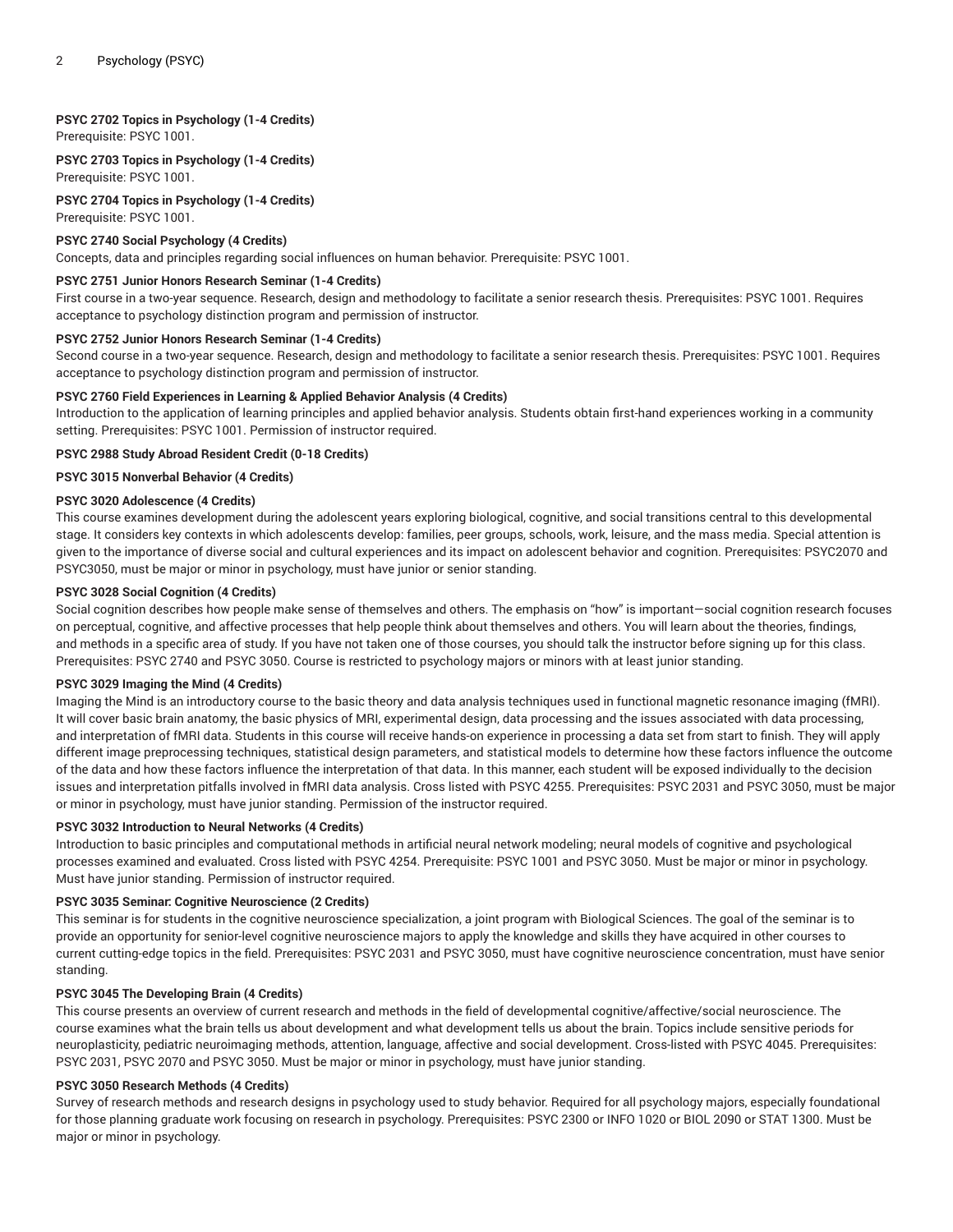**PSYC 2702 Topics in Psychology (1-4 Credits)**
Prerequisite: PSYC 1001.

**PSYC 2703 Topics in Psychology (1-4 Credits)**
Prerequisite: PSYC 1001.

**PSYC 2704 Topics in Psychology (1-4 Credits)**
Prerequisite: PSYC 1001.

**PSYC 2740 Social Psychology (4 Credits)**
Concepts, data and principles regarding social influences on human behavior. Prerequisite: PSYC 1001.

**PSYC 2751 Junior Honors Research Seminar (1-4 Credits)**
First course in a two-year sequence. Research, design and methodology to facilitate a senior research thesis. Prerequisites: PSYC 1001. Requires acceptance to psychology distinction program and permission of instructor.

**PSYC 2752 Junior Honors Research Seminar (1-4 Credits)**
Second course in a two-year sequence. Research, design and methodology to facilitate a senior research thesis. Prerequisites: PSYC 1001. Requires acceptance to psychology distinction program and permission of instructor.

**PSYC 2760 Field Experiences in Learning & Applied Behavior Analysis (4 Credits)**
Introduction to the application of learning principles and applied behavior analysis. Students obtain first-hand experiences working in a community setting. Prerequisites: PSYC 1001. Permission of instructor required.

**PSYC 2988 Study Abroad Resident Credit (0-18 Credits)**

**PSYC 3015 Nonverbal Behavior (4 Credits)**

**PSYC 3020 Adolescence (4 Credits)**
This course examines development during the adolescent years exploring biological, cognitive, and social transitions central to this developmental stage. It considers key contexts in which adolescents develop: families, peer groups, schools, work, leisure, and the mass media. Special attention is given to the importance of diverse social and cultural experiences and its impact on adolescent behavior and cognition. Prerequisites: PSYC2070 and PSYC3050, must be major or minor in psychology, must have junior or senior standing.

**PSYC 3028 Social Cognition (4 Credits)**
Social cognition describes how people make sense of themselves and others. The emphasis on "how" is important—social cognition research focuses on perceptual, cognitive, and affective processes that help people think about themselves and others. You will learn about the theories, findings, and methods in a specific area of study. If you have not taken one of those courses, you should talk the instructor before signing up for this class. Prerequisites: PSYC 2740 and PSYC 3050. Course is restricted to psychology majors or minors with at least junior standing.

**PSYC 3029 Imaging the Mind (4 Credits)**
Imaging the Mind is an introductory course to the basic theory and data analysis techniques used in functional magnetic resonance imaging (fMRI). It will cover basic brain anatomy, the basic physics of MRI, experimental design, data processing and the issues associated with data processing, and interpretation of fMRI data. Students in this course will receive hands-on experience in processing a data set from start to finish. They will apply different image preprocessing techniques, statistical design parameters, and statistical models to determine how these factors influence the outcome of the data and how these factors influence the interpretation of that data. In this manner, each student will be exposed individually to the decision issues and interpretation pitfalls involved in fMRI data analysis. Cross listed with PSYC 4255. Prerequisites: PSYC 2031 and PSYC 3050, must be major or minor in psychology, must have junior standing. Permission of the instructor required.

**PSYC 3032 Introduction to Neural Networks (4 Credits)**
Introduction to basic principles and computational methods in artificial neural network modeling; neural models of cognitive and psychological processes examined and evaluated. Cross listed with PSYC 4254. Prerequisite: PSYC 1001 and PSYC 3050. Must be major or minor in psychology. Must have junior standing. Permission of instructor required.

**PSYC 3035 Seminar: Cognitive Neuroscience (2 Credits)**
This seminar is for students in the cognitive neuroscience specialization, a joint program with Biological Sciences. The goal of the seminar is to provide an opportunity for senior-level cognitive neuroscience majors to apply the knowledge and skills they have acquired in other courses to current cutting-edge topics in the field. Prerequisites: PSYC 2031 and PSYC 3050, must have cognitive neuroscience concentration, must have senior standing.

**PSYC 3045 The Developing Brain (4 Credits)**
This course presents an overview of current research and methods in the field of developmental cognitive/affective/social neuroscience. The course examines what the brain tells us about development and what development tells us about the brain. Topics include sensitive periods for neuroplasticity, pediatric neuroimaging methods, attention, language, affective and social development. Cross-listed with PSYC 4045. Prerequisites: PSYC 2031, PSYC 2070 and PSYC 3050. Must be major or minor in psychology, must have junior standing.

**PSYC 3050 Research Methods (4 Credits)**
Survey of research methods and research designs in psychology used to study behavior. Required for all psychology majors, especially foundational for those planning graduate work focusing on research in psychology. Prerequisites: PSYC 2300 or INFO 1020 or BIOL 2090 or STAT 1300. Must be major or minor in psychology.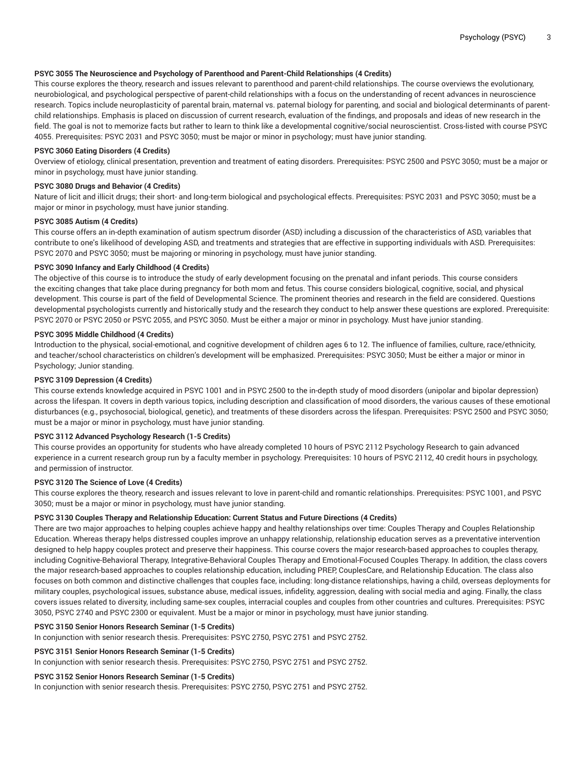**PSYC 3055 The Neuroscience and Psychology of Parenthood and Parent-Child Relationships (4 Credits)**

This course explores the theory, research and issues relevant to parenthood and parent-child relationships. The course overviews the evolutionary, neurobiological, and psychological perspective of parent-child relationships with a focus on the understanding of recent advances in neuroscience research. Topics include neuroplasticity of parental brain, maternal vs. paternal biology for parenting, and social and biological determinants of parent-child relationships. Emphasis is placed on discussion of current research, evaluation of the findings, and proposals and ideas of new research in the field. The goal is not to memorize facts but rather to learn to think like a developmental cognitive/social neuroscientist. Cross-listed with course PSYC 4055. Prerequisites: PSYC 2031 and PSYC 3050; must be major or minor in psychology; must have junior standing.

**PSYC 3060 Eating Disorders (4 Credits)**

Overview of etiology, clinical presentation, prevention and treatment of eating disorders. Prerequisites: PSYC 2500 and PSYC 3050; must be a major or minor in psychology, must have junior standing.

**PSYC 3080 Drugs and Behavior (4 Credits)**

Nature of licit and illicit drugs; their short- and long-term biological and psychological effects. Prerequisites: PSYC 2031 and PSYC 3050; must be a major or minor in psychology, must have junior standing.

**PSYC 3085 Autism (4 Credits)**

This course offers an in-depth examination of autism spectrum disorder (ASD) including a discussion of the characteristics of ASD, variables that contribute to one's likelihood of developing ASD, and treatments and strategies that are effective in supporting individuals with ASD. Prerequisites: PSYC 2070 and PSYC 3050; must be majoring or minoring in psychology, must have junior standing.

**PSYC 3090 Infancy and Early Childhood (4 Credits)**

The objective of this course is to introduce the study of early development focusing on the prenatal and infant periods. This course considers the exciting changes that take place during pregnancy for both mom and fetus. This course considers biological, cognitive, social, and physical development. This course is part of the field of Developmental Science. The prominent theories and research in the field are considered. Questions developmental psychologists currently and historically study and the research they conduct to help answer these questions are explored. Prerequisite: PSYC 2070 or PSYC 2050 or PSYC 2055, and PSYC 3050. Must be either a major or minor in psychology. Must have junior standing.

**PSYC 3095 Middle Childhood (4 Credits)**

Introduction to the physical, social-emotional, and cognitive development of children ages 6 to 12. The influence of families, culture, race/ethnicity, and teacher/school characteristics on children's development will be emphasized. Prerequisites: PSYC 3050; Must be either a major or minor in Psychology; Junior standing.

**PSYC 3109 Depression (4 Credits)**

This course extends knowledge acquired in PSYC 1001 and in PSYC 2500 to the in-depth study of mood disorders (unipolar and bipolar depression) across the lifespan. It covers in depth various topics, including description and classification of mood disorders, the various causes of these emotional disturbances (e.g., psychosocial, biological, genetic), and treatments of these disorders across the lifespan. Prerequisites: PSYC 2500 and PSYC 3050; must be a major or minor in psychology, must have junior standing.

**PSYC 3112 Advanced Psychology Research (1-5 Credits)**

This course provides an opportunity for students who have already completed 10 hours of PSYC 2112 Psychology Research to gain advanced experience in a current research group run by a faculty member in psychology. Prerequisites: 10 hours of PSYC 2112, 40 credit hours in psychology, and permission of instructor.

**PSYC 3120 The Science of Love (4 Credits)**

This course explores the theory, research and issues relevant to love in parent-child and romantic relationships. Prerequisites: PSYC 1001, and PSYC 3050; must be a major or minor in psychology, must have junior standing.

**PSYC 3130 Couples Therapy and Relationship Education: Current Status and Future Directions (4 Credits)**

There are two major approaches to helping couples achieve happy and healthy relationships over time: Couples Therapy and Couples Relationship Education. Whereas therapy helps distressed couples improve an unhappy relationship, relationship education serves as a preventative intervention designed to help happy couples protect and preserve their happiness. This course covers the major research-based approaches to couples therapy, including Cognitive-Behavioral Therapy, Integrative-Behavioral Couples Therapy and Emotional-Focused Couples Therapy. In addition, the class covers the major research-based approaches to couples relationship education, including PREP, CouplesCare, and Relationship Education. The class also focuses on both common and distinctive challenges that couples face, including: long-distance relationships, having a child, overseas deployments for military couples, psychological issues, substance abuse, medical issues, infidelity, aggression, dealing with social media and aging. Finally, the class covers issues related to diversity, including same-sex couples, interracial couples and couples from other countries and cultures. Prerequisites: PSYC 3050, PSYC 2740 and PSYC 2300 or equivalent. Must be a major or minor in psychology, must have junior standing.

**PSYC 3150 Senior Honors Research Seminar (1-5 Credits)**

In conjunction with senior research thesis. Prerequisites: PSYC 2750, PSYC 2751 and PSYC 2752.

**PSYC 3151 Senior Honors Research Seminar (1-5 Credits)**

In conjunction with senior research thesis. Prerequisites: PSYC 2750, PSYC 2751 and PSYC 2752.

**PSYC 3152 Senior Honors Research Seminar (1-5 Credits)**

In conjunction with senior research thesis. Prerequisites: PSYC 2750, PSYC 2751 and PSYC 2752.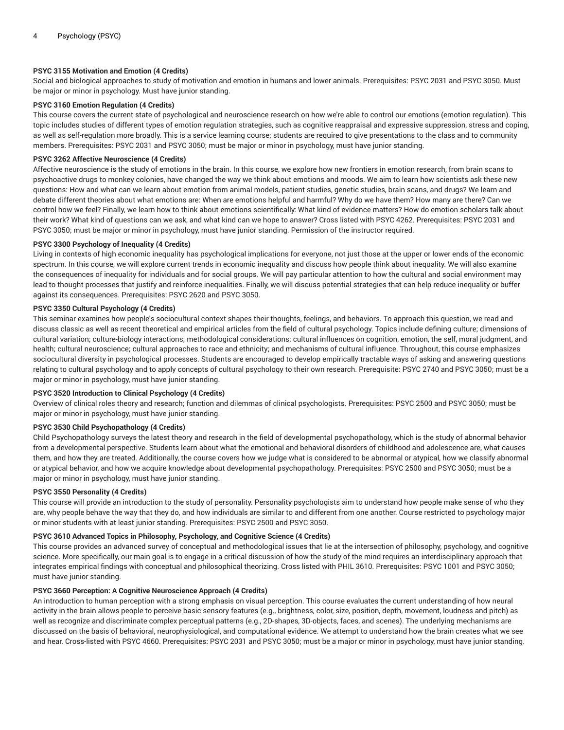**PSYC 3155 Motivation and Emotion (4 Credits)**

Social and biological approaches to study of motivation and emotion in humans and lower animals. Prerequisites: PSYC 2031 and PSYC 3050. Must be major or minor in psychology. Must have junior standing.

**PSYC 3160 Emotion Regulation (4 Credits)**

This course covers the current state of psychological and neuroscience research on how we're able to control our emotions (emotion regulation). This topic includes studies of different types of emotion regulation strategies, such as cognitive reappraisal and expressive suppression, stress and coping, as well as self-regulation more broadly. This is a service learning course; students are required to give presentations to the class and to community members. Prerequisites: PSYC 2031 and PSYC 3050; must be major or minor in psychology, must have junior standing.

**PSYC 3262 Affective Neuroscience (4 Credits)**

Affective neuroscience is the study of emotions in the brain. In this course, we explore how new frontiers in emotion research, from brain scans to psychoactive drugs to monkey colonies, have changed the way we think about emotions and moods. We aim to learn how scientists ask these new questions: How and what can we learn about emotion from animal models, patient studies, genetic studies, brain scans, and drugs? We learn and debate different theories about what emotions are: When are emotions helpful and harmful? Why do we have them? How many are there? Can we control how we feel? Finally, we learn how to think about emotions scientifically: What kind of evidence matters? How do emotion scholars talk about their work? What kind of questions can we ask, and what kind can we hope to answer? Cross listed with PSYC 4262. Prerequisites: PSYC 2031 and PSYC 3050; must be major or minor in psychology, must have junior standing. Permission of the instructor required.

**PSYC 3300 Psychology of Inequality (4 Credits)**

Living in contexts of high economic inequality has psychological implications for everyone, not just those at the upper or lower ends of the economic spectrum. In this course, we will explore current trends in economic inequality and discuss how people think about inequality. We will also examine the consequences of inequality for individuals and for social groups. We will pay particular attention to how the cultural and social environment may lead to thought processes that justify and reinforce inequalities. Finally, we will discuss potential strategies that can help reduce inequality or buffer against its consequences. Prerequisites: PSYC 2620 and PSYC 3050.

**PSYC 3350 Cultural Psychology (4 Credits)**

This seminar examines how people's sociocultural context shapes their thoughts, feelings, and behaviors. To approach this question, we read and discuss classic as well as recent theoretical and empirical articles from the field of cultural psychology. Topics include defining culture; dimensions of cultural variation; culture-biology interactions; methodological considerations; cultural influences on cognition, emotion, the self, moral judgment, and health; cultural neuroscience; cultural approaches to race and ethnicity; and mechanisms of cultural influence. Throughout, this course emphasizes sociocultural diversity in psychological processes. Students are encouraged to develop empirically tractable ways of asking and answering questions relating to cultural psychology and to apply concepts of cultural psychology to their own research. Prerequisite: PSYC 2740 and PSYC 3050; must be a major or minor in psychology, must have junior standing.

**PSYC 3520 Introduction to Clinical Psychology (4 Credits)**

Overview of clinical roles theory and research; function and dilemmas of clinical psychologists. Prerequisites: PSYC 2500 and PSYC 3050; must be major or minor in psychology, must have junior standing.

**PSYC 3530 Child Psychopathology (4 Credits)**

Child Psychopathology surveys the latest theory and research in the field of developmental psychopathology, which is the study of abnormal behavior from a developmental perspective. Students learn about what the emotional and behavioral disorders of childhood and adolescence are, what causes them, and how they are treated. Additionally, the course covers how we judge what is considered to be abnormal or atypical, how we classify abnormal or atypical behavior, and how we acquire knowledge about developmental psychopathology. Prerequisites: PSYC 2500 and PSYC 3050; must be a major or minor in psychology, must have junior standing.

**PSYC 3550 Personality (4 Credits)**

This course will provide an introduction to the study of personality. Personality psychologists aim to understand how people make sense of who they are, why people behave the way that they do, and how individuals are similar to and different from one another. Course restricted to psychology major or minor students with at least junior standing. Prerequisites: PSYC 2500 and PSYC 3050.

**PSYC 3610 Advanced Topics in Philosophy, Psychology, and Cognitive Science (4 Credits)**

This course provides an advanced survey of conceptual and methodological issues that lie at the intersection of philosophy, psychology, and cognitive science. More specifically, our main goal is to engage in a critical discussion of how the study of the mind requires an interdisciplinary approach that integrates empirical findings with conceptual and philosophical theorizing. Cross listed with PHIL 3610. Prerequisites: PSYC 1001 and PSYC 3050; must have junior standing.

**PSYC 3660 Perception: A Cognitive Neuroscience Approach (4 Credits)**

An introduction to human perception with a strong emphasis on visual perception. This course evaluates the current understanding of how neural activity in the brain allows people to perceive basic sensory features (e.g., brightness, color, size, position, depth, movement, loudness and pitch) as well as recognize and discriminate complex perceptual patterns (e.g., 2D-shapes, 3D-objects, faces, and scenes). The underlying mechanisms are discussed on the basis of behavioral, neurophysiological, and computational evidence. We attempt to understand how the brain creates what we see and hear. Cross-listed with PSYC 4660. Prerequisites: PSYC 2031 and PSYC 3050; must be a major or minor in psychology, must have junior standing.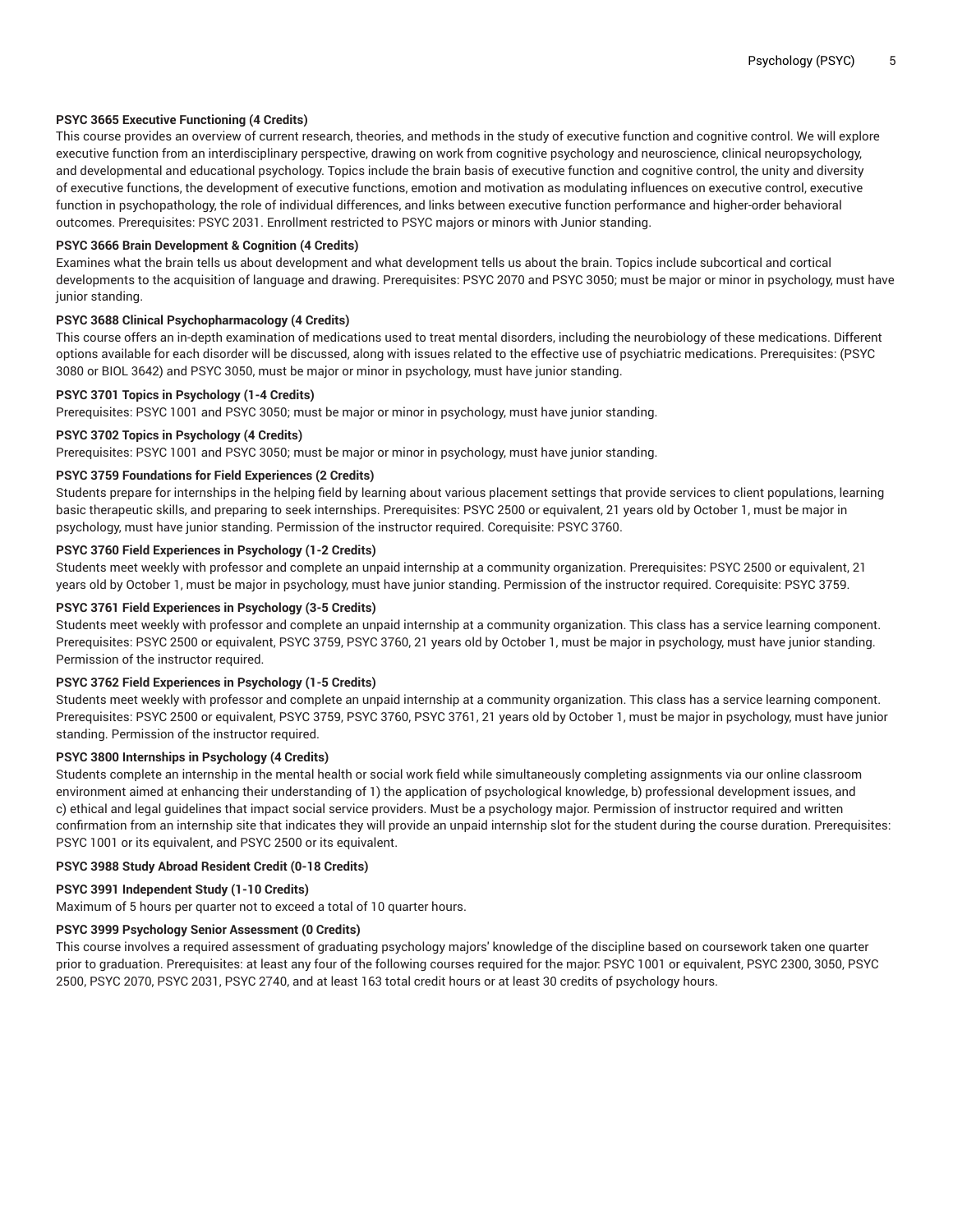**PSYC 3665 Executive Functioning (4 Credits)**

This course provides an overview of current research, theories, and methods in the study of executive function and cognitive control. We will explore executive function from an interdisciplinary perspective, drawing on work from cognitive psychology and neuroscience, clinical neuropsychology, and developmental and educational psychology. Topics include the brain basis of executive function and cognitive control, the unity and diversity of executive functions, the development of executive functions, emotion and motivation as modulating influences on executive control, executive function in psychopathology, the role of individual differences, and links between executive function performance and higher-order behavioral outcomes. Prerequisites: PSYC 2031. Enrollment restricted to PSYC majors or minors with Junior standing.

**PSYC 3666 Brain Development & Cognition (4 Credits)**

Examines what the brain tells us about development and what development tells us about the brain. Topics include subcortical and cortical developments to the acquisition of language and drawing. Prerequisites: PSYC 2070 and PSYC 3050; must be major or minor in psychology, must have junior standing.

**PSYC 3688 Clinical Psychopharmacology (4 Credits)**

This course offers an in-depth examination of medications used to treat mental disorders, including the neurobiology of these medications. Different options available for each disorder will be discussed, along with issues related to the effective use of psychiatric medications. Prerequisites: (PSYC 3080 or BIOL 3642) and PSYC 3050, must be major or minor in psychology, must have junior standing.

**PSYC 3701 Topics in Psychology (1-4 Credits)**

Prerequisites: PSYC 1001 and PSYC 3050; must be major or minor in psychology, must have junior standing.

**PSYC 3702 Topics in Psychology (4 Credits)**

Prerequisites: PSYC 1001 and PSYC 3050; must be major or minor in psychology, must have junior standing.

**PSYC 3759 Foundations for Field Experiences (2 Credits)**

Students prepare for internships in the helping field by learning about various placement settings that provide services to client populations, learning basic therapeutic skills, and preparing to seek internships. Prerequisites: PSYC 2500 or equivalent, 21 years old by October 1, must be major in psychology, must have junior standing. Permission of the instructor required. Corequisite: PSYC 3760.

**PSYC 3760 Field Experiences in Psychology (1-2 Credits)**

Students meet weekly with professor and complete an unpaid internship at a community organization. Prerequisites: PSYC 2500 or equivalent, 21 years old by October 1, must be major in psychology, must have junior standing. Permission of the instructor required. Corequisite: PSYC 3759.

**PSYC 3761 Field Experiences in Psychology (3-5 Credits)**

Students meet weekly with professor and complete an unpaid internship at a community organization. This class has a service learning component. Prerequisites: PSYC 2500 or equivalent, PSYC 3759, PSYC 3760, 21 years old by October 1, must be major in psychology, must have junior standing. Permission of the instructor required.

**PSYC 3762 Field Experiences in Psychology (1-5 Credits)**

Students meet weekly with professor and complete an unpaid internship at a community organization. This class has a service learning component. Prerequisites: PSYC 2500 or equivalent, PSYC 3759, PSYC 3760, PSYC 3761, 21 years old by October 1, must be major in psychology, must have junior standing. Permission of the instructor required.

**PSYC 3800 Internships in Psychology (4 Credits)**

Students complete an internship in the mental health or social work field while simultaneously completing assignments via our online classroom environment aimed at enhancing their understanding of 1) the application of psychological knowledge, b) professional development issues, and c) ethical and legal guidelines that impact social service providers. Must be a psychology major. Permission of instructor required and written confirmation from an internship site that indicates they will provide an unpaid internship slot for the student during the course duration. Prerequisites: PSYC 1001 or its equivalent, and PSYC 2500 or its equivalent.

**PSYC 3988 Study Abroad Resident Credit (0-18 Credits)**

**PSYC 3991 Independent Study (1-10 Credits)**

Maximum of 5 hours per quarter not to exceed a total of 10 quarter hours.

**PSYC 3999 Psychology Senior Assessment (0 Credits)**

This course involves a required assessment of graduating psychology majors' knowledge of the discipline based on coursework taken one quarter prior to graduation. Prerequisites: at least any four of the following courses required for the major: PSYC 1001 or equivalent, PSYC 2300, 3050, PSYC 2500, PSYC 2070, PSYC 2031, PSYC 2740, and at least 163 total credit hours or at least 30 credits of psychology hours.